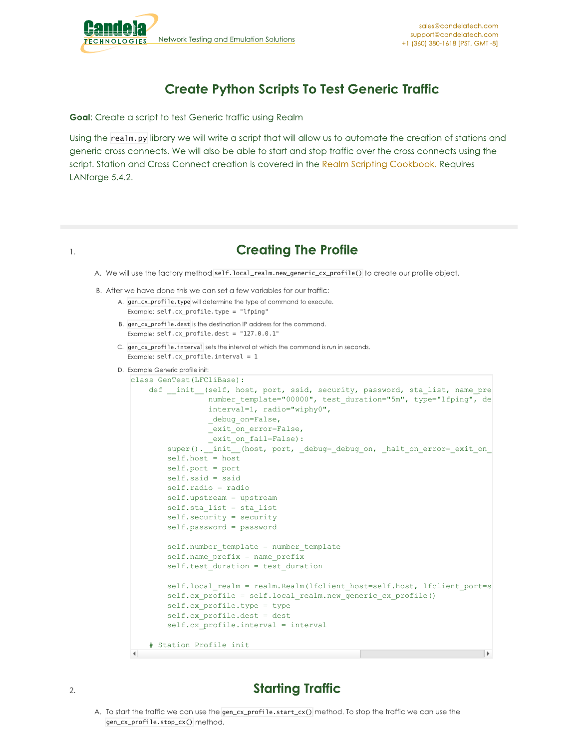# Create Python Scripts To Test Generic Traffic

**Goal**: Create a script to test Generic traffic using Realm

Using the `realm.py` library we will write a script that will allow us to automate the creation of stations and generic cross connects. We will also be able to start and stop traffic over the cross connects using the script. Station and Cross Connect creation is covered in the Realm Scripting Cookbook. Requires LANforge 5.4.2.

## 1. Creating The Profile

A. We will use the factory method `self.local_realm.new_generic_cx_profile()` to create our profile object.

B. After we have done this we can set a few variables for our traffic:

   A. `gen_cx_profile.type` will determine the type of command to execute.
      Example: `self.cx_profile.type = "lfping"`

   B. `gen_cx_profile.dest` is the destination IP address for the command.
      Example: `self.cx_profile.dest = "127.0.0.1"`

   C. `gen_cx_profile.interval` sets the interval at which the command is run in seconds.
      Example: `self.cx_profile.interval = 1`

   D. Example Generic profile init:

```
class GenTest(LFCliBase):
    def __init__(self, host, port, ssid, security, password, sta_list, name_pre
                 number_template="00000", test_duration="5m", type="lfping", de
                 interval=1, radio="wiphy0",
                 _debug_on=False,
                 _exit_on_error=False,
                 _exit_on_fail=False):
        super().__init__(host, port, _debug=_debug_on, _halt_on_error=_exit_on_
        self.host = host
        self.port = port
        self.ssid = ssid
        self.radio = radio
        self.upstream = upstream
        self.sta_list = sta_list
        self.security = security
        self.password = password

        self.number_template = number_template
        self.name_prefix = name_prefix
        self.test_duration = test_duration

        self.local_realm = realm.Realm(lfclient_host=self.host, lfclient_port=s
        self.cx_profile = self.local_realm.new_generic_cx_profile()
        self.cx_profile.type = type
        self.cx_profile.dest = dest
        self.cx_profile.interval = interval

    # Station Profile init
```

## 2. Starting Traffic

A. To start the traffic we can use the `gen_cx_profile.start_cx()` method. To stop the traffic we can use the `gen_cx_profile.stop_cx()` method.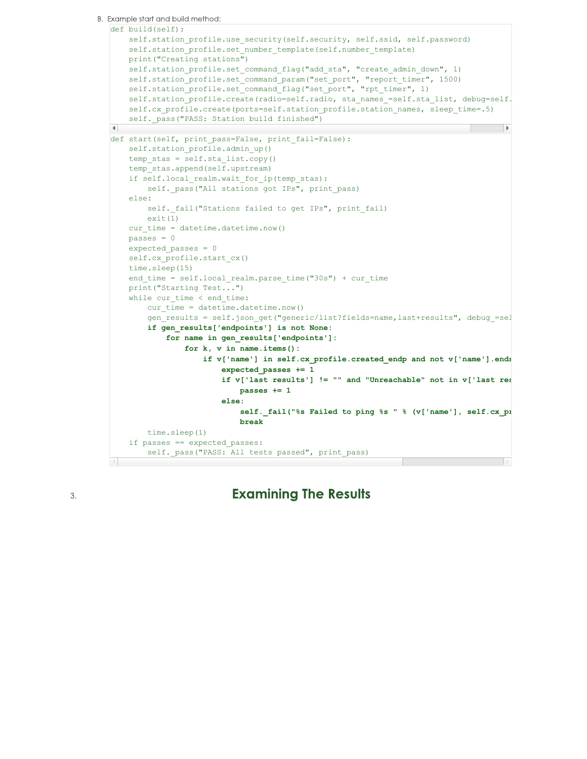B. Example start and build method:

```
def build(self):
    self.station_profile.use_security(self.security, self.ssid, self.password)
    self.station_profile.set_number_template(self.number_template)
    print("Creating stations")
    self.station_profile.set_command_flag("add_sta", "create_admin_down", 1)
    self.station_profile.set_command_param("set_port", "report_timer", 1500)
    self.station_profile.set_command_flag("set_port", "rpt_timer", 1)
    self.station_profile.create(radio=self.radio, sta_names_=self.sta_list, debug=self.
    self.cx_profile.create(ports=self.station_profile.station_names, sleep_time=.5)
    self._pass("PASS: Station build finished")
```

```
def start(self, print_pass=False, print_fail=False):
    self.station_profile.admin_up()
    temp_stas = self.sta_list.copy()
    temp_stas.append(self.upstream)
    if self.local_realm.wait_for_ip(temp_stas):
        self._pass("All stations got IPs", print_pass)
    else:
        self._fail("Stations failed to get IPs", print_fail)
        exit(1)
    cur_time = datetime.datetime.now()
    passes = 0
    expected_passes = 0
    self.cx_profile.start_cx()
    time.sleep(15)
    end_time = self.local_realm.parse_time("30s") + cur_time
    print("Starting Test...")
    while cur_time < end_time:
        cur_time = datetime.datetime.now()
        gen_results = self.json_get("generic/list?fields=name,last+results", debug_=sel
        if gen_results['endpoints'] is not None:
            for name in gen_results['endpoints']:
                for k, v in name.items():
                    if v['name'] in self.cx_profile.created_endp and not v['name'].ends
                        expected_passes += 1
                        if v['last results'] != "" and "Unreachable" not in v['last res
                            passes += 1
                        else:
                            self._fail("%s Failed to ping %s " % (v['name'], self.cx_pr
                            break
        time.sleep(1)
    if passes == expected_passes:
        self._pass("PASS: All tests passed", print_pass)
```

## 3. Examining The Results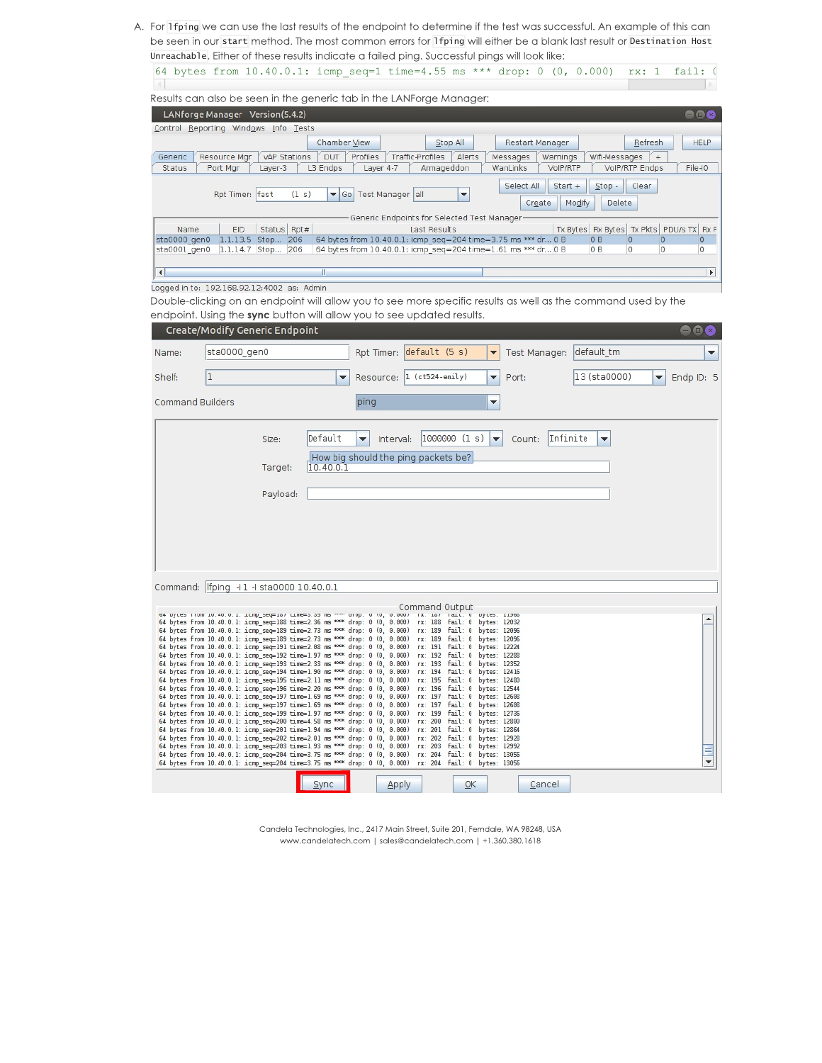A. For `lfping` we can use the last results of the endpoint to determine if the test was successful. An example of this can be seen in our `start` method. The most common errors for `lfping` will either be a blank last result or `Destination Host Unreachable`. Either of these results indicate a failed ping. Successful pings will look like:

```
64 bytes from 10.40.0.1: icmp_seq=1 time=4.55 ms *** drop: 0 (0, 0.000)  rx: 1  fail: (
```

Results can also be seen in the generic tab in the LANForge Manager:

Double-clicking on an endpoint will allow you to see more specific results as well as the command used by the endpoint. Using the **sync** button will allow you to see updated results.

Candela Technologies, Inc., 2417 Main Street, Suite 201, Ferndale, WA 98248, USA
www.candelatech.com | sales@candelatech.com | +1.360.380.1618